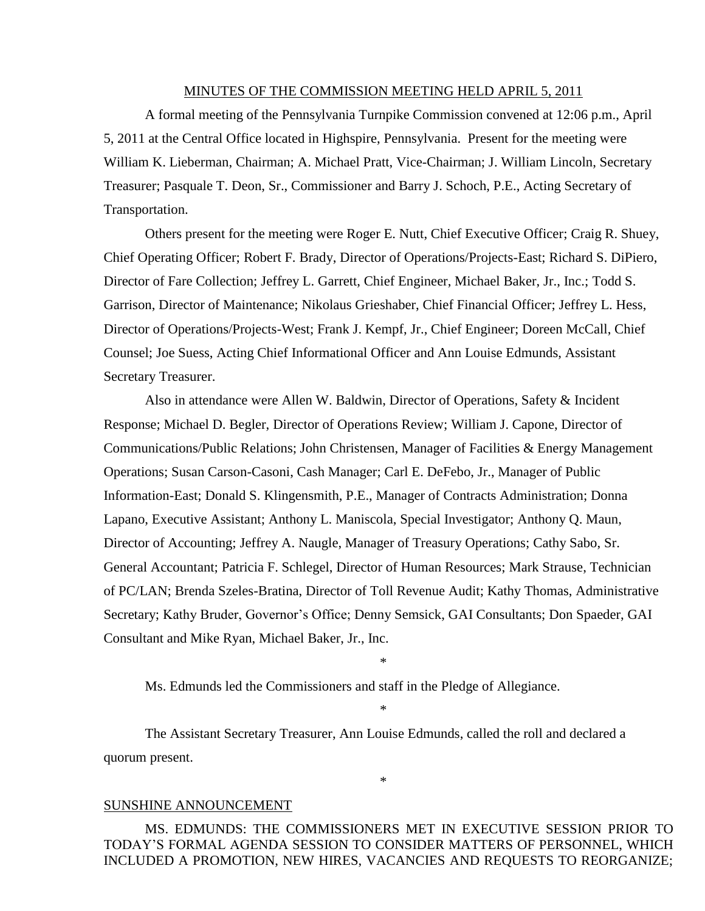MINUTES OF THE COMMISSION MEETING HELD APRIL 5, 2011

A formal meeting of the Pennsylvania Turnpike Commission convened at 12:06 p.m., April 5, 2011 at the Central Office located in Highspire, Pennsylvania. Present for the meeting were William K. Lieberman, Chairman; A. Michael Pratt, Vice-Chairman; J. William Lincoln, Secretary Treasurer; Pasquale T. Deon, Sr., Commissioner and Barry J. Schoch, P.E., Acting Secretary of Transportation.

Others present for the meeting were Roger E. Nutt, Chief Executive Officer; Craig R. Shuey, Chief Operating Officer; Robert F. Brady, Director of Operations/Projects-East; Richard S. DiPiero, Director of Fare Collection; Jeffrey L. Garrett, Chief Engineer, Michael Baker, Jr., Inc.; Todd S. Garrison, Director of Maintenance; Nikolaus Grieshaber, Chief Financial Officer; Jeffrey L. Hess, Director of Operations/Projects-West; Frank J. Kempf, Jr., Chief Engineer; Doreen McCall, Chief Counsel; Joe Suess, Acting Chief Informational Officer and Ann Louise Edmunds, Assistant Secretary Treasurer.

Also in attendance were Allen W. Baldwin, Director of Operations, Safety & Incident Response; Michael D. Begler, Director of Operations Review; William J. Capone, Director of Communications/Public Relations; John Christensen, Manager of Facilities & Energy Management Operations; Susan Carson-Casoni, Cash Manager; Carl E. DeFebo, Jr., Manager of Public Information-East; Donald S. Klingensmith, P.E., Manager of Contracts Administration; Donna Lapano, Executive Assistant; Anthony L. Maniscola, Special Investigator; Anthony Q. Maun, Director of Accounting; Jeffrey A. Naugle, Manager of Treasury Operations; Cathy Sabo, Sr. General Accountant; Patricia F. Schlegel, Director of Human Resources; Mark Strause, Technician of PC/LAN; Brenda Szeles-Bratina, Director of Toll Revenue Audit; Kathy Thomas, Administrative Secretary; Kathy Bruder, Governor's Office; Denny Semsick, GAI Consultants; Don Spaeder, GAI Consultant and Mike Ryan, Michael Baker, Jr., Inc.

*

Ms. Edmunds led the Commissioners and staff in the Pledge of Allegiance.

*

The Assistant Secretary Treasurer, Ann Louise Edmunds, called the roll and declared a quorum present.

*

SUNSHINE ANNOUNCEMENT

MS. EDMUNDS: THE COMMISSIONERS MET IN EXECUTIVE SESSION PRIOR TO TODAY'S FORMAL AGENDA SESSION TO CONSIDER MATTERS OF PERSONNEL, WHICH INCLUDED A PROMOTION, NEW HIRES, VACANCIES AND REQUESTS TO REORGANIZE;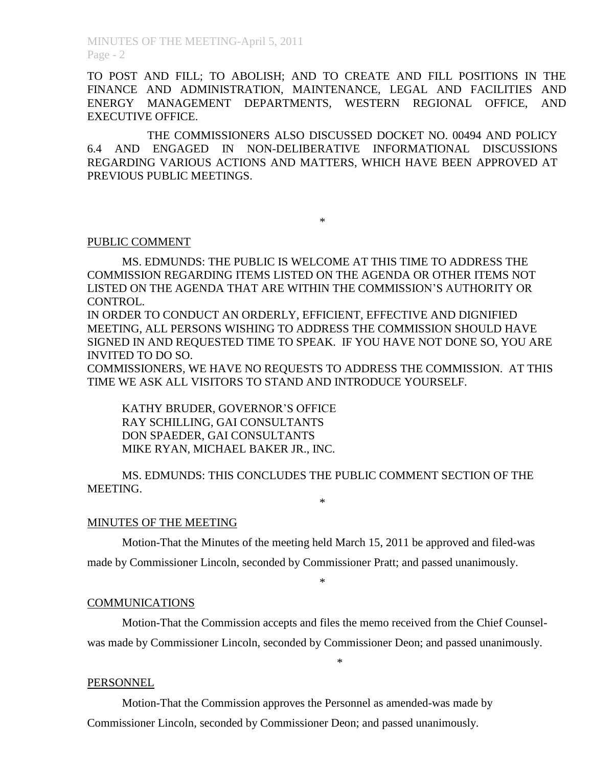TO POST AND FILL; TO ABOLISH; AND TO CREATE AND FILL POSITIONS IN THE FINANCE AND ADMINISTRATION, MAINTENANCE, LEGAL AND FACILITIES AND ENERGY MANAGEMENT DEPARTMENTS, WESTERN REGIONAL OFFICE, AND EXECUTIVE OFFICE.

THE COMMISSIONERS ALSO DISCUSSED DOCKET NO. 00494 AND POLICY 6.4 AND ENGAGED IN NON-DELIBERATIVE INFORMATIONAL DISCUSSIONS REGARDING VARIOUS ACTIONS AND MATTERS, WHICH HAVE BEEN APPROVED AT PREVIOUS PUBLIC MEETINGS.

*

PUBLIC COMMENT

MS. EDMUNDS: THE PUBLIC IS WELCOME AT THIS TIME TO ADDRESS THE COMMISSION REGARDING ITEMS LISTED ON THE AGENDA OR OTHER ITEMS NOT LISTED ON THE AGENDA THAT ARE WITHIN THE COMMISSION'S AUTHORITY OR CONTROL.
IN ORDER TO CONDUCT AN ORDERLY, EFFICIENT, EFFECTIVE AND DIGNIFIED MEETING, ALL PERSONS WISHING TO ADDRESS THE COMMISSION SHOULD HAVE SIGNED IN AND REQUESTED TIME TO SPEAK. IF YOU HAVE NOT DONE SO, YOU ARE INVITED TO DO SO.
COMMISSIONERS, WE HAVE NO REQUESTS TO ADDRESS THE COMMISSION. AT THIS TIME WE ASK ALL VISITORS TO STAND AND INTRODUCE YOURSELF.

KATHY BRUDER, GOVERNOR'S OFFICE
RAY SCHILLING, GAI CONSULTANTS
DON SPAEDER, GAI CONSULTANTS
MIKE RYAN, MICHAEL BAKER JR., INC.

MS. EDMUNDS: THIS CONCLUDES THE PUBLIC COMMENT SECTION OF THE MEETING.

*

MINUTES OF THE MEETING

Motion-That the Minutes of the meeting held March 15, 2011 be approved and filed-was made by Commissioner Lincoln, seconded by Commissioner Pratt; and passed unanimously.

*

COMMUNICATIONS

Motion-That the Commission accepts and files the memo received from the Chief Counsel-was made by Commissioner Lincoln, seconded by Commissioner Deon; and passed unanimously.

*

PERSONNEL

Motion-That the Commission approves the Personnel as amended-was made by Commissioner Lincoln, seconded by Commissioner Deon; and passed unanimously.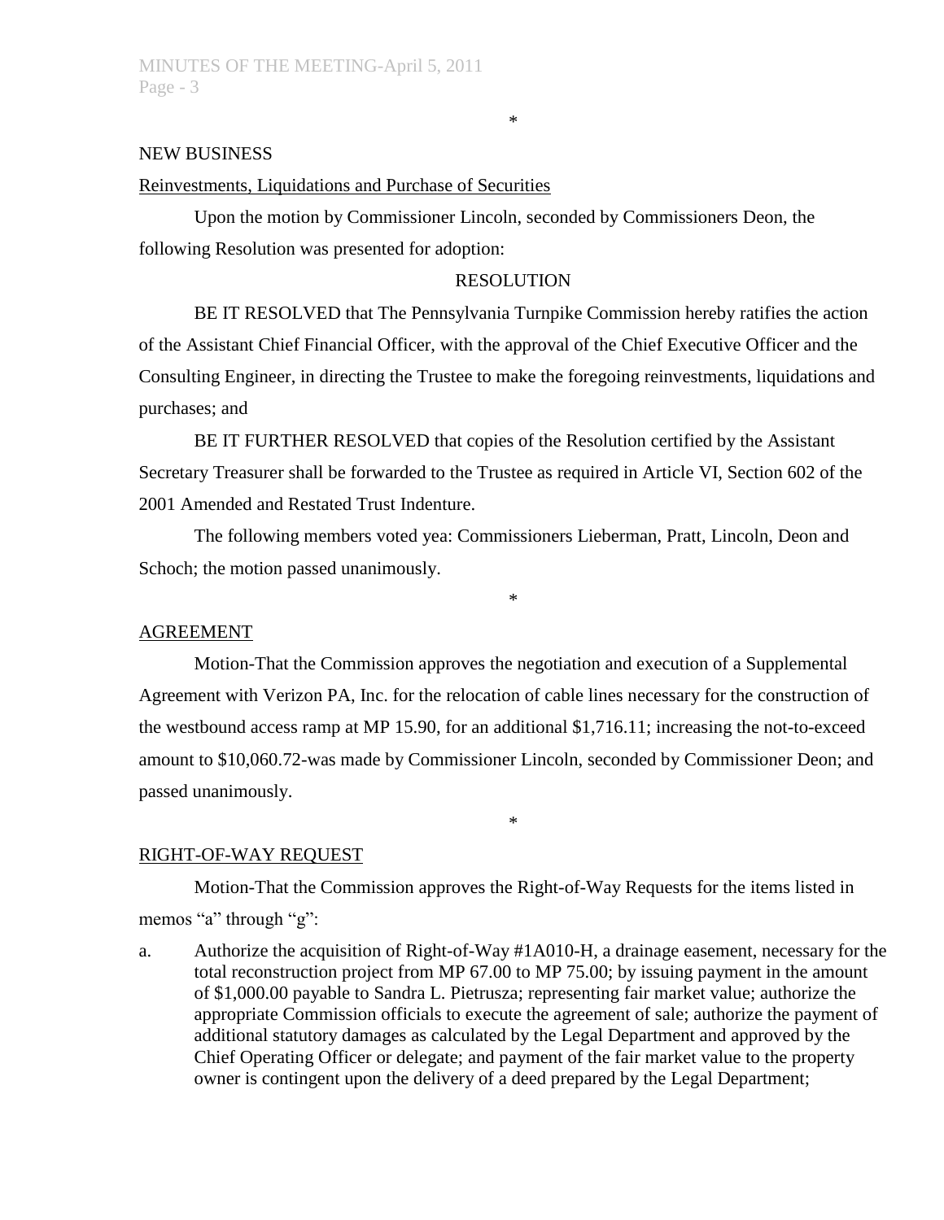\*

NEW BUSINESS

Reinvestments, Liquidations and Purchase of Securities

Upon the motion by Commissioner Lincoln, seconded by Commissioners Deon, the following Resolution was presented for adoption:

RESOLUTION

BE IT RESOLVED that The Pennsylvania Turnpike Commission hereby ratifies the action of the Assistant Chief Financial Officer, with the approval of the Chief Executive Officer and the Consulting Engineer, in directing the Trustee to make the foregoing reinvestments, liquidations and purchases; and

BE IT FURTHER RESOLVED that copies of the Resolution certified by the Assistant Secretary Treasurer shall be forwarded to the Trustee as required in Article VI, Section 602 of the 2001 Amended and Restated Trust Indenture.

The following members voted yea: Commissioners Lieberman, Pratt, Lincoln, Deon and Schoch; the motion passed unanimously.

\*

AGREEMENT

Motion-That the Commission approves the negotiation and execution of a Supplemental Agreement with Verizon PA, Inc. for the relocation of cable lines necessary for the construction of the westbound access ramp at MP 15.90, for an additional $1,716.11; increasing the not-to-exceed amount to $10,060.72-was made by Commissioner Lincoln, seconded by Commissioner Deon; and passed unanimously.

\*

RIGHT-OF-WAY REQUEST

Motion-That the Commission approves the Right-of-Way Requests for the items listed in memos "a" through "g":

a. Authorize the acquisition of Right-of-Way #1A010-H, a drainage easement, necessary for the total reconstruction project from MP 67.00 to MP 75.00; by issuing payment in the amount of $1,000.00 payable to Sandra L. Pietrusza; representing fair market value; authorize the appropriate Commission officials to execute the agreement of sale; authorize the payment of additional statutory damages as calculated by the Legal Department and approved by the Chief Operating Officer or delegate; and payment of the fair market value to the property owner is contingent upon the delivery of a deed prepared by the Legal Department;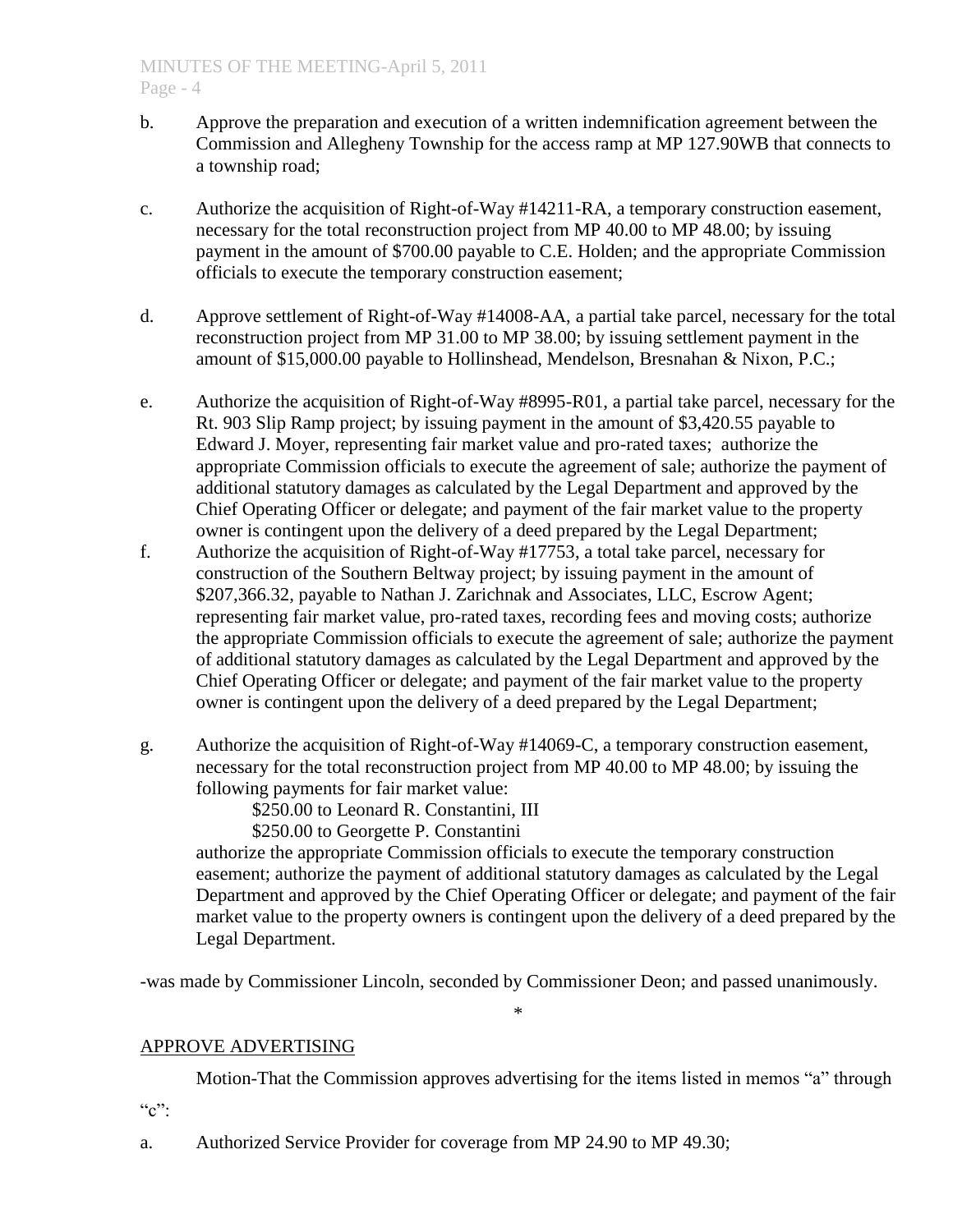b. Approve the preparation and execution of a written indemnification agreement between the Commission and Allegheny Township for the access ramp at MP 127.90WB that connects to a township road;

c. Authorize the acquisition of Right-of-Way #14211-RA, a temporary construction easement, necessary for the total reconstruction project from MP 40.00 to MP 48.00; by issuing payment in the amount of $700.00 payable to C.E. Holden; and the appropriate Commission officials to execute the temporary construction easement;

d. Approve settlement of Right-of-Way #14008-AA, a partial take parcel, necessary for the total reconstruction project from MP 31.00 to MP 38.00; by issuing settlement payment in the amount of $15,000.00 payable to Hollinshead, Mendelson, Bresnahan & Nixon, P.C.;

e. Authorize the acquisition of Right-of-Way #8995-R01, a partial take parcel, necessary for the Rt. 903 Slip Ramp project; by issuing payment in the amount of $3,420.55 payable to Edward J. Moyer, representing fair market value and pro-rated taxes; authorize the appropriate Commission officials to execute the agreement of sale; authorize the payment of additional statutory damages as calculated by the Legal Department and approved by the Chief Operating Officer or delegate; and payment of the fair market value to the property owner is contingent upon the delivery of a deed prepared by the Legal Department;

f. Authorize the acquisition of Right-of-Way #17753, a total take parcel, necessary for construction of the Southern Beltway project; by issuing payment in the amount of $207,366.32, payable to Nathan J. Zarichnak and Associates, LLC, Escrow Agent; representing fair market value, pro-rated taxes, recording fees and moving costs; authorize the appropriate Commission officials to execute the agreement of sale; authorize the payment of additional statutory damages as calculated by the Legal Department and approved by the Chief Operating Officer or delegate; and payment of the fair market value to the property owner is contingent upon the delivery of a deed prepared by the Legal Department;

g. Authorize the acquisition of Right-of-Way #14069-C, a temporary construction easement, necessary for the total reconstruction project from MP 40.00 to MP 48.00; by issuing the following payments for fair market value:

   $250.00 to Leonard R. Constantini, III
   $250.00 to Georgette P. Constantini

   authorize the appropriate Commission officials to execute the temporary construction easement; authorize the payment of additional statutory damages as calculated by the Legal Department and approved by the Chief Operating Officer or delegate; and payment of the fair market value to the property owners is contingent upon the delivery of a deed prepared by the Legal Department.

-was made by Commissioner Lincoln, seconded by Commissioner Deon; and passed unanimously.

*

## APPROVE ADVERTISING

Motion-That the Commission approves advertising for the items listed in memos "a" through "c":

a. Authorized Service Provider for coverage from MP 24.90 to MP 49.30;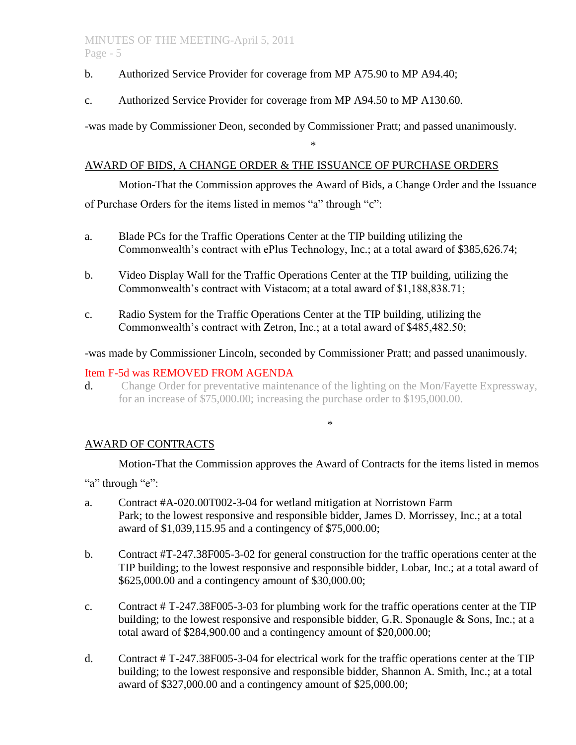b. Authorized Service Provider for coverage from MP A75.90 to MP A94.40;

c. Authorized Service Provider for coverage from MP A94.50 to MP A130.60.

-was made by Commissioner Deon, seconded by Commissioner Pratt; and passed unanimously.

*

AWARD OF BIDS, A CHANGE ORDER & THE ISSUANCE OF PURCHASE ORDERS

Motion-That the Commission approves the Award of Bids, a Change Order and the Issuance of Purchase Orders for the items listed in memos "a" through "c":

a. Blade PCs for the Traffic Operations Center at the TIP building utilizing the Commonwealth's contract with ePlus Technology, Inc.; at a total award of $385,626.74;

b. Video Display Wall for the Traffic Operations Center at the TIP building, utilizing the Commonwealth's contract with Vistacom; at a total award of $1,188,838.71;

c. Radio System for the Traffic Operations Center at the TIP building, utilizing the Commonwealth's contract with Zetron, Inc.; at a total award of $485,482.50;

-was made by Commissioner Lincoln, seconded by Commissioner Pratt; and passed unanimously.

Item F-5d was REMOVED FROM AGENDA

d. Change Order for preventative maintenance of the lighting on the Mon/Fayette Expressway, for an increase of $75,000.00; increasing the purchase order to $195,000.00.

*

AWARD OF CONTRACTS

Motion-That the Commission approves the Award of Contracts for the items listed in memos "a" through "e":

a. Contract #A-020.00T002-3-04 for wetland mitigation at Norristown Farm Park; to the lowest responsive and responsible bidder, James D. Morrissey, Inc.; at a total award of $1,039,115.95 and a contingency of $75,000.00;

b. Contract #T-247.38F005-3-02 for general construction for the traffic operations center at the TIP building; to the lowest responsive and responsible bidder, Lobar, Inc.; at a total award of $625,000.00 and a contingency amount of $30,000.00;

c. Contract # T-247.38F005-3-03 for plumbing work for the traffic operations center at the TIP building; to the lowest responsive and responsible bidder, G.R. Sponaugle & Sons, Inc.; at a total award of $284,900.00 and a contingency amount of $20,000.00;

d. Contract # T-247.38F005-3-04 for electrical work for the traffic operations center at the TIP building; to the lowest responsive and responsible bidder, Shannon A. Smith, Inc.; at a total award of $327,000.00 and a contingency amount of $25,000.00;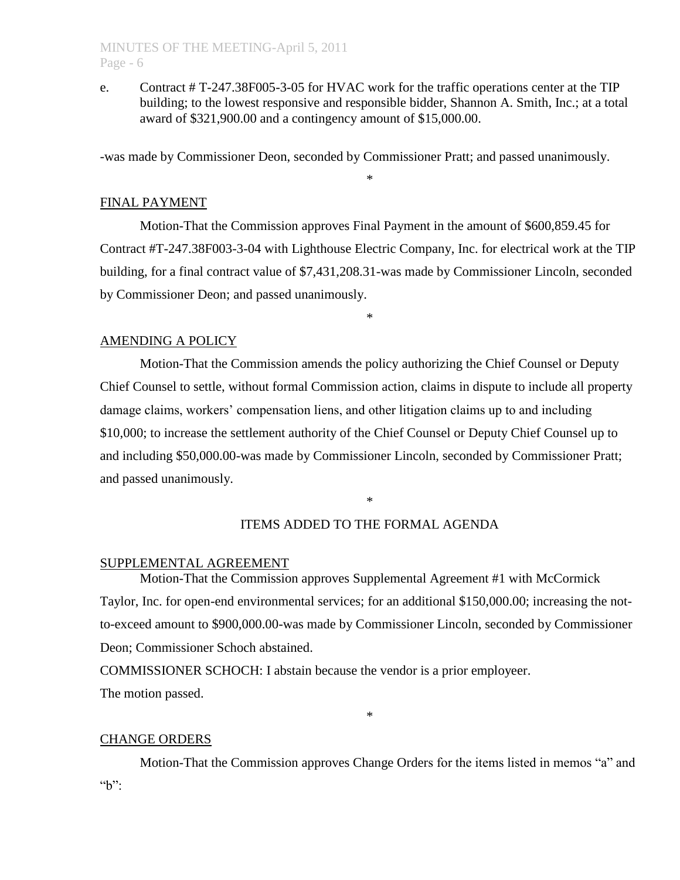e. Contract # T-247.38F005-3-05 for HVAC work for the traffic operations center at the TIP building; to the lowest responsive and responsible bidder, Shannon A. Smith, Inc.; at a total award of $321,900.00 and a contingency amount of $15,000.00.

-was made by Commissioner Deon, seconded by Commissioner Pratt; and passed unanimously.

*

FINAL PAYMENT

Motion-That the Commission approves Final Payment in the amount of $600,859.45 for Contract #T-247.38F003-3-04 with Lighthouse Electric Company, Inc. for electrical work at the TIP building, for a final contract value of $7,431,208.31-was made by Commissioner Lincoln, seconded by Commissioner Deon; and passed unanimously.

*

AMENDING A POLICY

Motion-That the Commission amends the policy authorizing the Chief Counsel or Deputy Chief Counsel to settle, without formal Commission action, claims in dispute to include all property damage claims, workers' compensation liens, and other litigation claims up to and including $10,000; to increase the settlement authority of the Chief Counsel or Deputy Chief Counsel up to and including $50,000.00-was made by Commissioner Lincoln, seconded by Commissioner Pratt; and passed unanimously.

*

ITEMS ADDED TO THE FORMAL AGENDA

SUPPLEMENTAL AGREEMENT

Motion-That the Commission approves Supplemental Agreement #1 with McCormick Taylor, Inc. for open-end environmental services; for an additional $150,000.00; increasing the not-to-exceed amount to $900,000.00-was made by Commissioner Lincoln, seconded by Commissioner Deon; Commissioner Schoch abstained.

COMMISSIONER SCHOCH: I abstain because the vendor is a prior employeer.

The motion passed.

*

CHANGE ORDERS

Motion-That the Commission approves Change Orders for the items listed in memos "a" and "b":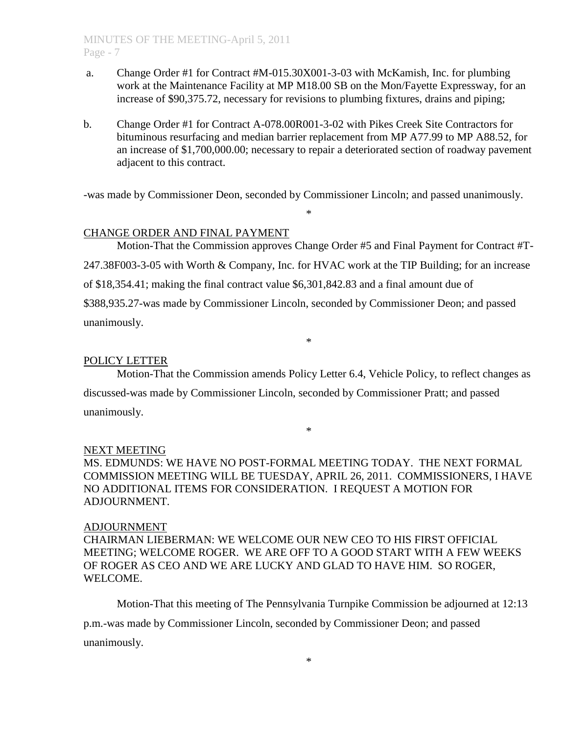a. Change Order #1 for Contract #M-015.30X001-3-03 with McKamish, Inc. for plumbing work at the Maintenance Facility at MP M18.00 SB on the Mon/Fayette Expressway, for an increase of $90,375.72, necessary for revisions to plumbing fixtures, drains and piping;

b. Change Order #1 for Contract A-078.00R001-3-02 with Pikes Creek Site Contractors for bituminous resurfacing and median barrier replacement from MP A77.99 to MP A88.52, for an increase of $1,700,000.00; necessary to repair a deteriorated section of roadway pavement adjacent to this contract.

-was made by Commissioner Deon, seconded by Commissioner Lincoln; and passed unanimously.

*

CHANGE ORDER AND FINAL PAYMENT

Motion-That the Commission approves Change Order #5 and Final Payment for Contract #T-247.38F003-3-05 with Worth & Company, Inc. for HVAC work at the TIP Building; for an increase of $18,354.41; making the final contract value $6,301,842.83 and a final amount due of $388,935.27-was made by Commissioner Lincoln, seconded by Commissioner Deon; and passed unanimously.

*

POLICY LETTER

Motion-That the Commission amends Policy Letter 6.4, Vehicle Policy, to reflect changes as discussed-was made by Commissioner Lincoln, seconded by Commissioner Pratt; and passed unanimously.

*

NEXT MEETING

MS. EDMUNDS: WE HAVE NO POST-FORMAL MEETING TODAY. THE NEXT FORMAL COMMISSION MEETING WILL BE TUESDAY, APRIL 26, 2011. COMMISSIONERS, I HAVE NO ADDITIONAL ITEMS FOR CONSIDERATION. I REQUEST A MOTION FOR ADJOURNMENT.

ADJOURNMENT

CHAIRMAN LIEBERMAN: WE WELCOME OUR NEW CEO TO HIS FIRST OFFICIAL MEETING; WELCOME ROGER. WE ARE OFF TO A GOOD START WITH A FEW WEEKS OF ROGER AS CEO AND WE ARE LUCKY AND GLAD TO HAVE HIM. SO ROGER, WELCOME.

Motion-That this meeting of The Pennsylvania Turnpike Commission be adjourned at 12:13 p.m.-was made by Commissioner Lincoln, seconded by Commissioner Deon; and passed unanimously.

*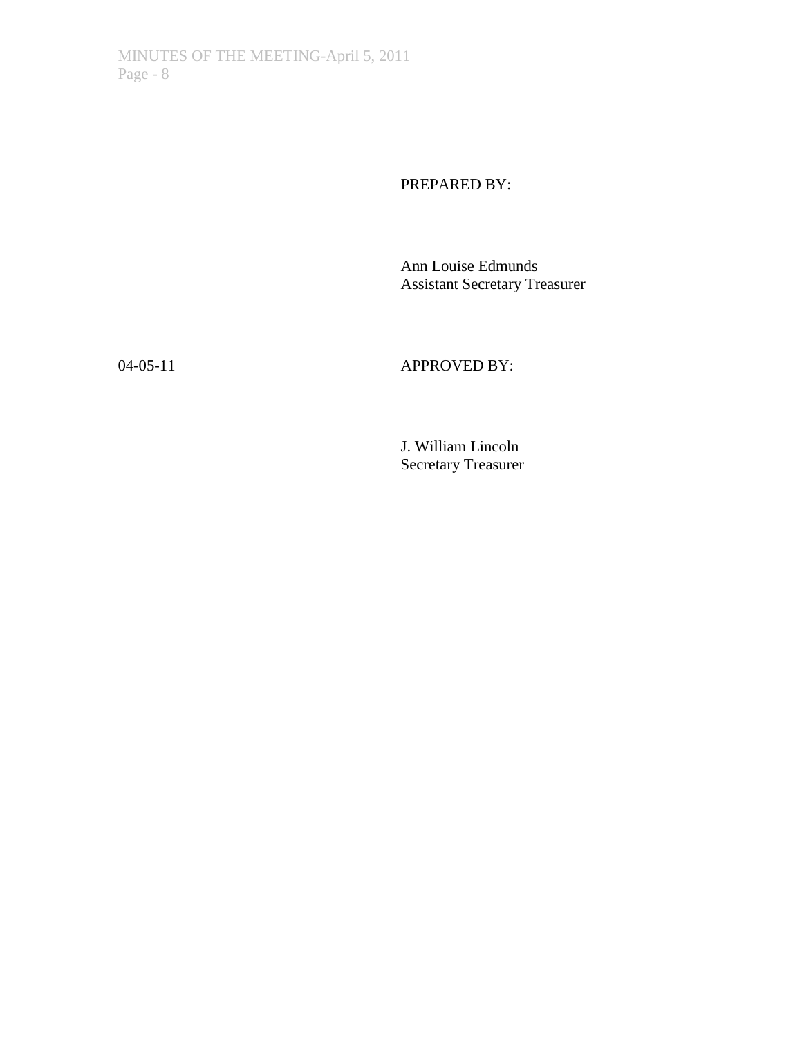PREPARED BY:

Ann Louise Edmunds
Assistant Secretary Treasurer

04-05-11

APPROVED BY:

J. William Lincoln
Secretary Treasurer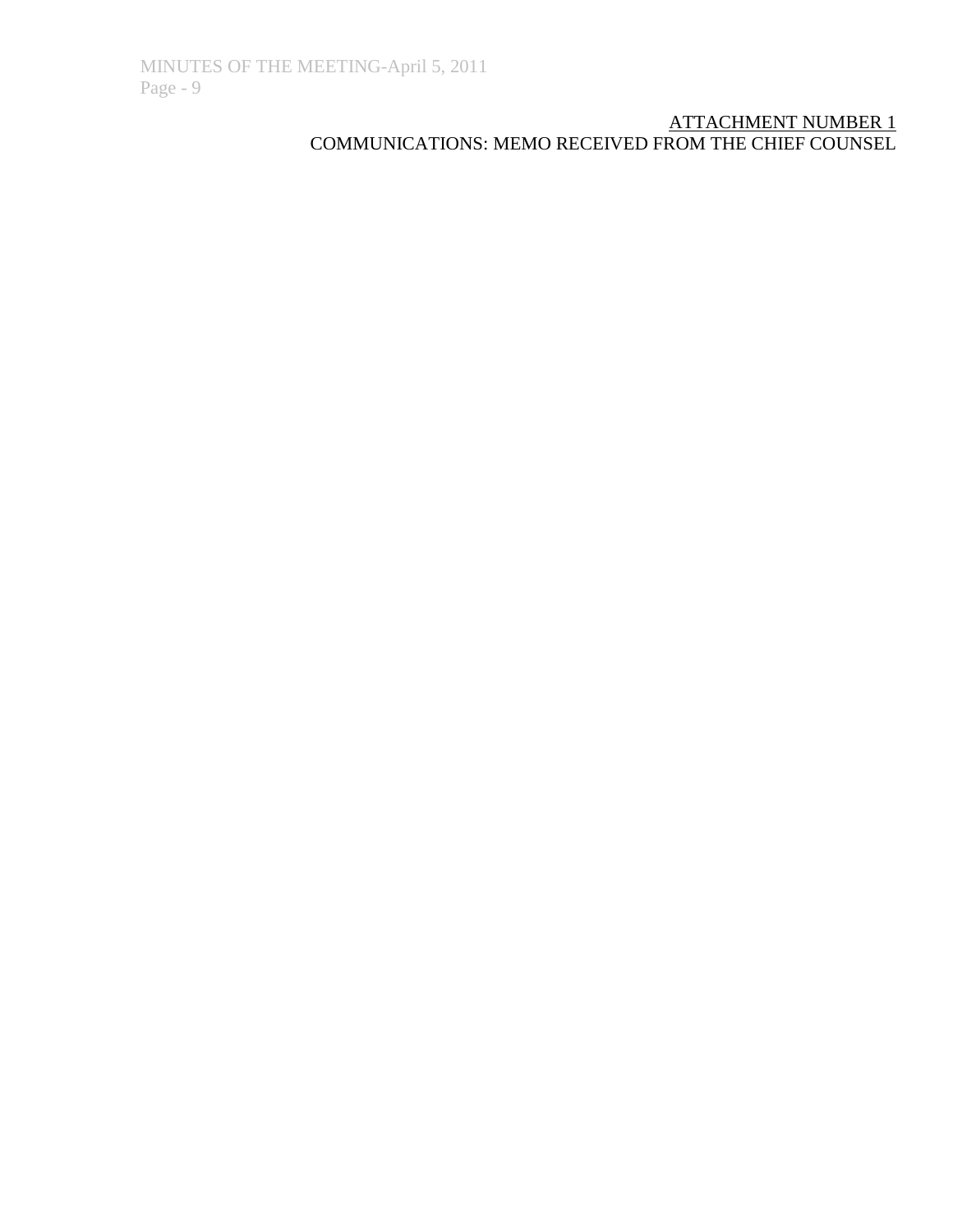<u>ATTACHMENT NUMBER 1</u>

COMMUNICATIONS: MEMO RECEIVED FROM THE CHIEF COUNSEL